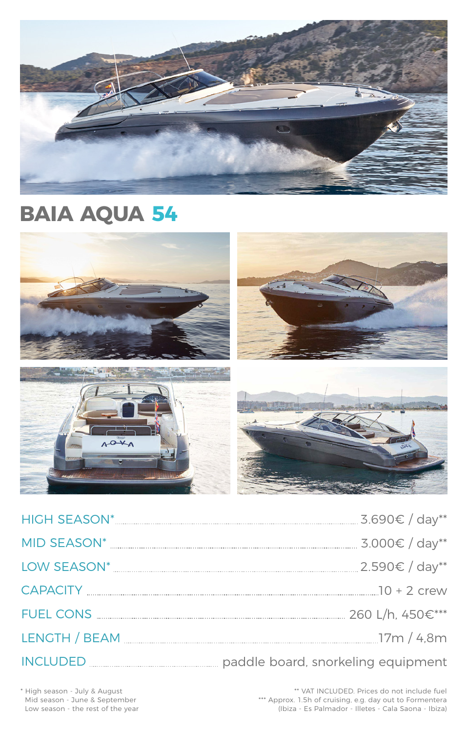# BAIA AQUA 54

| | |
|---|---|
| HIGH SEASON* | 3.690€ / day** |
| MID SEASON* | 3.000€ / day** |
| LOW SEASON* | 2.590€ / day** |
| CAPACITY | 10 + 2 crew |
| FUEL CONS | 260 L/h, 450€*** |
| LENGTH / BEAM | 17m / 4,8m |
| INCLUDED | paddle board, snorkeling equipment |

\* High season - July & August
Mid season - June & September
Low season - the rest of the year

\*\* VAT INCLUDED. Prices do not include fuel
\*\*\* Approx. 1.5h of cruising, e.g. day out to Formentera (Ibiza - Es Palmador - Illetes - Cala Saona - Ibiza)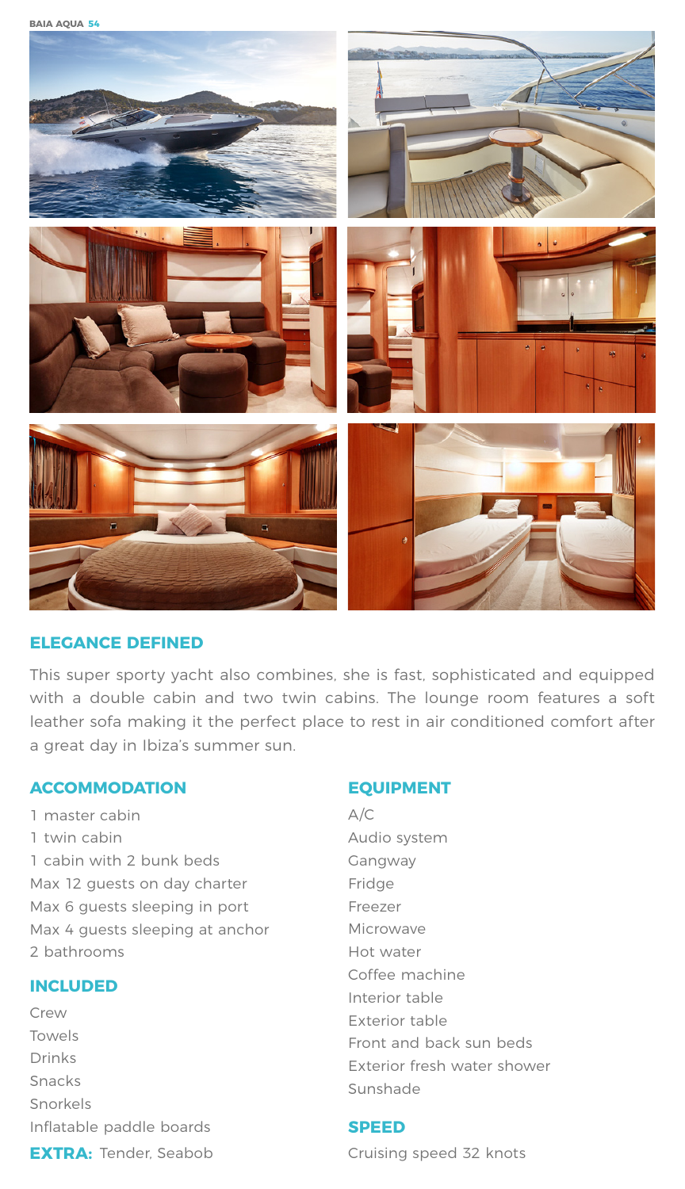BAIA AQUA 54

## ELEGANCE DEFINED

This super sporty yacht also combines, she is fast, sophisticated and equipped with a double cabin and two twin cabins. The lounge room features a soft leather sofa making it the perfect place to rest in air conditioned comfort after a great day in Ibiza's summer sun.

### ACCOMMODATION

1 master cabin
1 twin cabin
1 cabin with 2 bunk beds
Max 12 guests on day charter
Max 6 guests sleeping in port
Max 4 guests sleeping at anchor
2 bathrooms

### INCLUDED

Crew
Towels
Drinks
Snacks
Snorkels
Inflatable paddle boards

**EXTRA:** Tender, Seabob

### EQUIPMENT

A/C
Audio system
Gangway
Fridge
Freezer
Microwave
Hot water
Coffee machine
Interior table
Exterior table
Front and back sun beds
Exterior fresh water shower
Sunshade

### SPEED

Cruising speed 32 knots